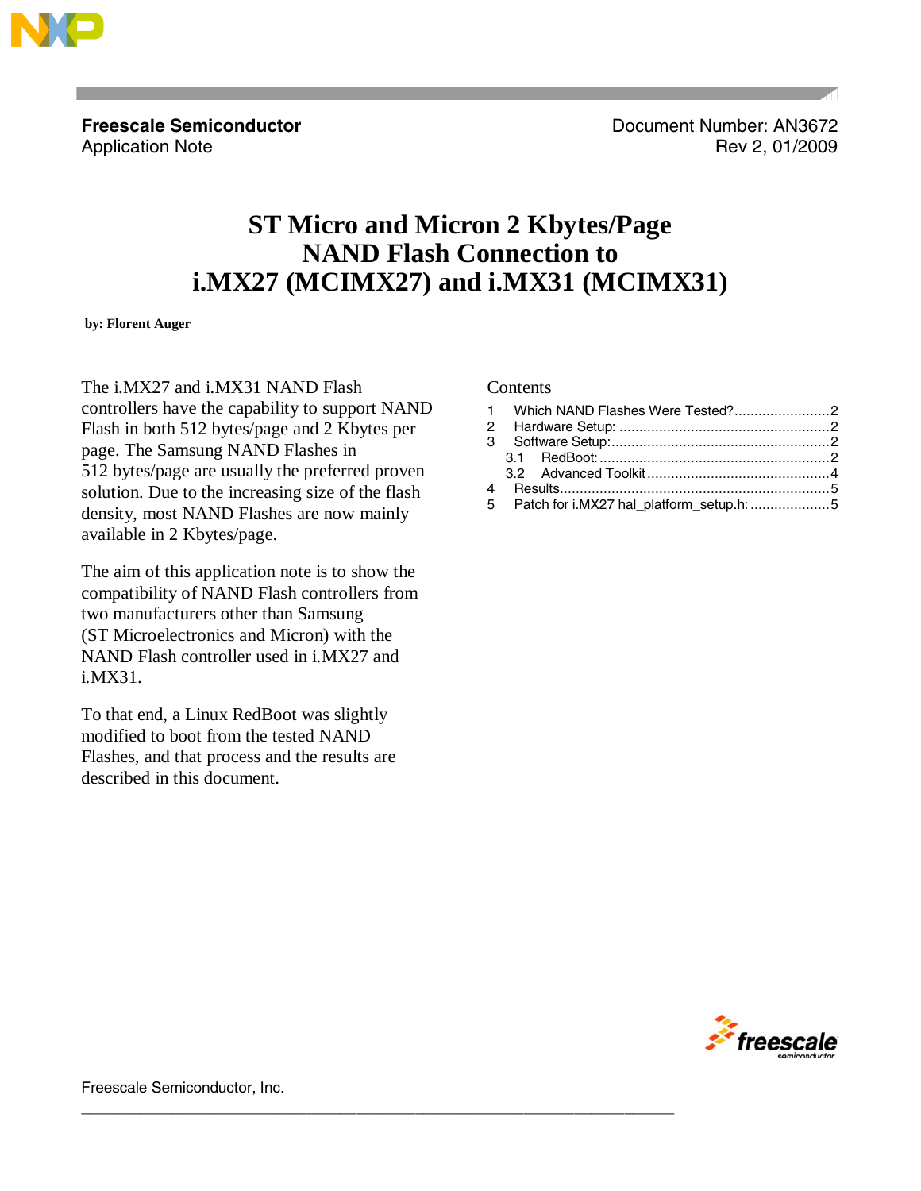**Freescale Semiconductor**
Application Note

Document Number: AN3672
Rev 2, 01/2009

# ST Micro and Micron 2 Kbytes/Page NAND Flash Connection to i.MX27 (MCIMX27) and i.MX31 (MCIMX31)

**by: Florent Auger**

The i.MX27 and i.MX31 NAND Flash controllers have the capability to support NAND Flash in both 512 bytes/page and 2 Kbytes per page. The Samsung NAND Flashes in 512 bytes/page are usually the preferred proven solution. Due to the increasing size of the flash density, most NAND Flashes are now mainly available in 2 Kbytes/page.

The aim of this application note is to show the compatibility of NAND Flash controllers from two manufacturers other than Samsung (ST Microelectronics and Micron) with the NAND Flash controller used in i.MX27 and i.MX31.

To that end, a Linux RedBoot was slightly modified to boot from the tested NAND Flashes, and that process and the results are described in this document.

Contents

1 Which NAND Flashes Were Tested? ........ 2
2 Hardware Setup: ........ 2
3 Software Setup: ........ 2
 3.1 RedBoot: ........ 2
 3.2 Advanced Toolkit ........ 4
4 Results ........ 5
5 Patch for i.MX27 hal_platform_setup.h: ........ 5

Freescale Semiconductor, Inc.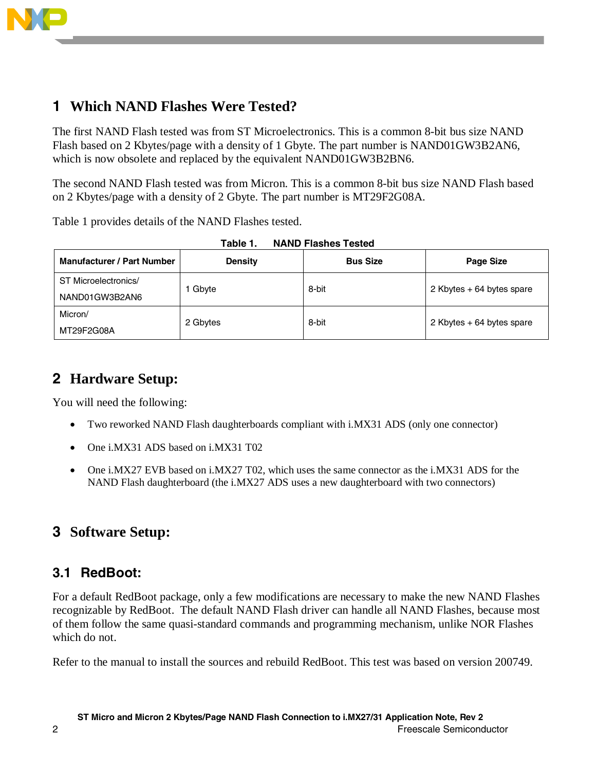# 1 Which NAND Flashes Were Tested?

The first NAND Flash tested was from ST Microelectronics. This is a common 8-bit bus size NAND Flash based on 2 Kbytes/page with a density of 1 Gbyte. The part number is NAND01GW3B2AN6, which is now obsolete and replaced by the equivalent NAND01GW3B2BN6.

The second NAND Flash tested was from Micron. This is a common 8-bit bus size NAND Flash based on 2 Kbytes/page with a density of 2 Gbyte. The part number is MT29F2G08A.

Table 1 provides details of the NAND Flashes tested.

**Table 1. NAND Flashes Tested**

| Manufacturer / Part Number | Density | Bus Size | Page Size |
|---|---|---|---|
| ST Microelectronics/ NAND01GW3B2AN6 | 1 Gbyte | 8-bit | 2 Kbytes + 64 bytes spare |
| Micron/ MT29F2G08A | 2 Gbytes | 8-bit | 2 Kbytes + 64 bytes spare |

# 2 Hardware Setup:

You will need the following:

- Two reworked NAND Flash daughterboards compliant with i.MX31 ADS (only one connector)
- One i.MX31 ADS based on i.MX31 T02
- One i.MX27 EVB based on i.MX27 T02, which uses the same connector as the i.MX31 ADS for the NAND Flash daughterboard (the i.MX27 ADS uses a new daughterboard with two connectors)

# 3 Software Setup:

## 3.1 RedBoot:

For a default RedBoot package, only a few modifications are necessary to make the new NAND Flashes recognizable by RedBoot. The default NAND Flash driver can handle all NAND Flashes, because most of them follow the same quasi-standard commands and programming mechanism, unlike NOR Flashes which do not.

Refer to the manual to install the sources and rebuild RedBoot. This test was based on version 200749.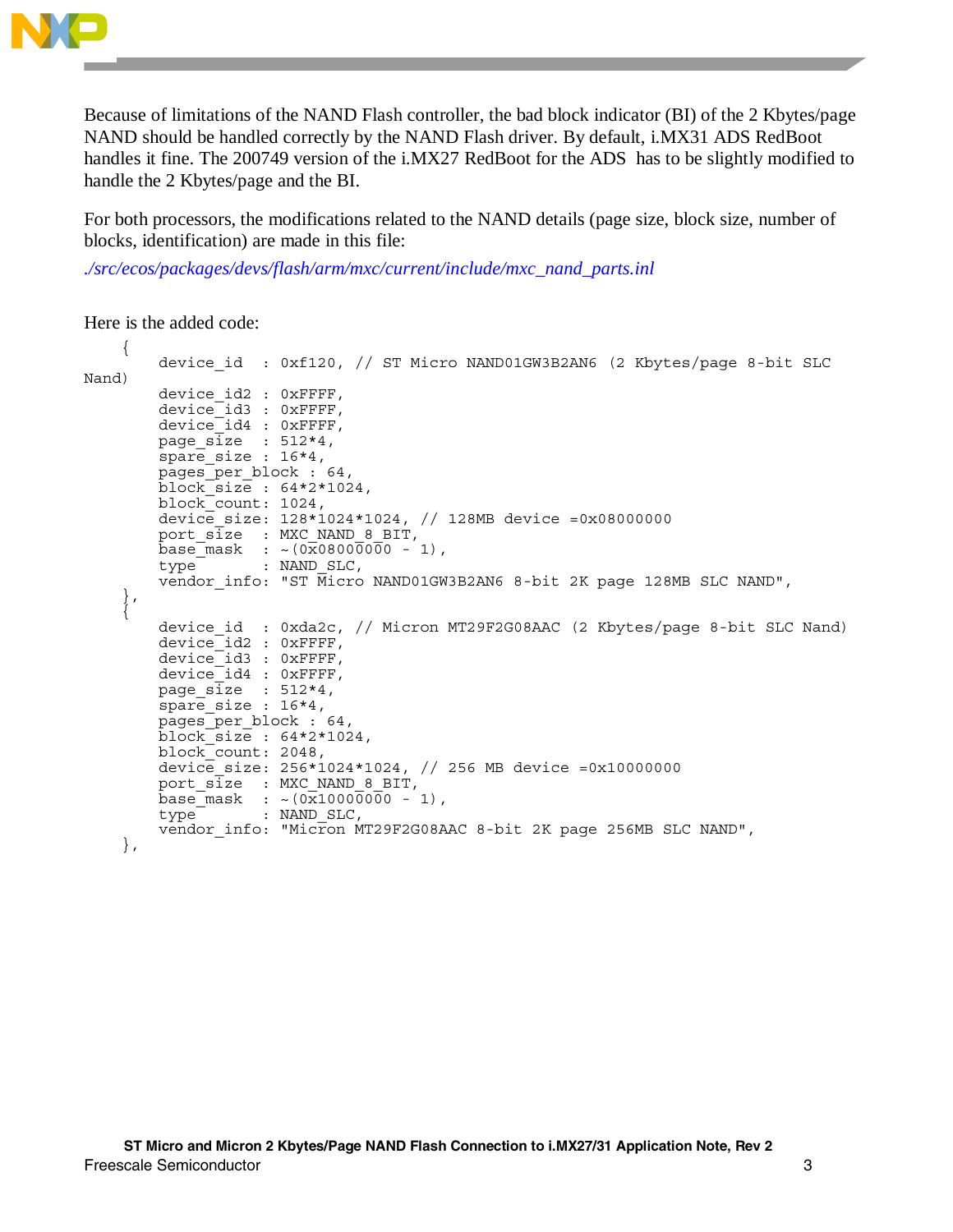Because of limitations of the NAND Flash controller, the bad block indicator (BI) of the 2 Kbytes/page NAND should be handled correctly by the NAND Flash driver. By default, i.MX31 ADS RedBoot handles it fine. The 200749 version of the i.MX27 RedBoot for the ADS has to be slightly modified to handle the 2 Kbytes/page and the BI.

For both processors, the modifications related to the NAND details (page size, block size, number of blocks, identification) are made in this file:

*./src/ecos/packages/devs/flash/arm/mxc/current/include/mxc_nand_parts.inl*

Here is the added code:

```
    {
        device_id  : 0xf120, // ST Micro NAND01GW3B2AN6 (2 Kbytes/page 8-bit SLC Nand)
        device_id2 : 0xFFFF,
        device_id3 : 0xFFFF,
        device_id4 : 0xFFFF,
        page_size  : 512*4,
        spare_size : 16*4,
        pages_per_block : 64,
        block_size : 64*2*1024,
        block_count: 1024,
        device_size: 128*1024*1024, // 128MB device =0x08000000
        port_size  : MXC_NAND_8_BIT,
        base_mask  : ~(0x08000000 - 1),
        type       : NAND_SLC,
        vendor_info: "ST Micro NAND01GW3B2AN6 8-bit 2K page 128MB SLC NAND",
    },
    {
        device_id  : 0xda2c, // Micron MT29F2G08AAC (2 Kbytes/page 8-bit SLC Nand)
        device_id2 : 0xFFFF,
        device_id3 : 0xFFFF,
        device_id4 : 0xFFFF,
        page_size  : 512*4,
        spare_size : 16*4,
        pages_per_block : 64,
        block_size : 64*2*1024,
        block_count: 2048,
        device_size: 256*1024*1024, // 256 MB device =0x10000000
        port_size  : MXC_NAND_8_BIT,
        base_mask  : ~(0x10000000 - 1),
        type       : NAND_SLC,
        vendor_info: "Micron MT29F2G08AAC 8-bit 2K page 256MB SLC NAND",
    },
```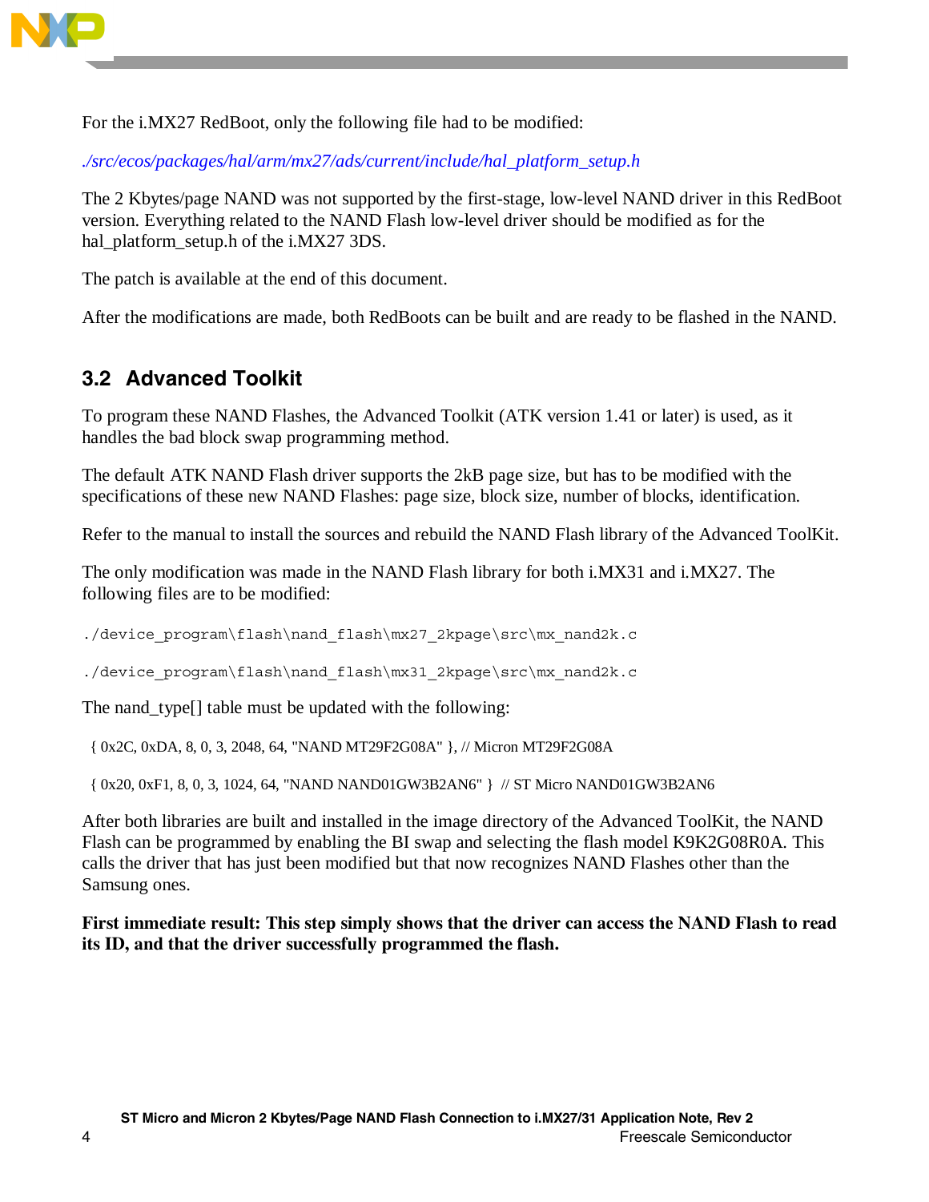For the i.MX27 RedBoot, only the following file had to be modified:

*./src/ecos/packages/hal/arm/mx27/ads/current/include/hal_platform_setup.h*

The 2 Kbytes/page NAND was not supported by the first-stage, low-level NAND driver in this RedBoot version. Everything related to the NAND Flash low-level driver should be modified as for the hal_platform_setup.h of the i.MX27 3DS.

The patch is available at the end of this document.

After the modifications are made, both RedBoots can be built and are ready to be flashed in the NAND.

## 3.2 Advanced Toolkit

To program these NAND Flashes, the Advanced Toolkit (ATK version 1.41 or later) is used, as it handles the bad block swap programming method.

The default ATK NAND Flash driver supports the 2kB page size, but has to be modified with the specifications of these new NAND Flashes: page size, block size, number of blocks, identification.

Refer to the manual to install the sources and rebuild the NAND Flash library of the Advanced ToolKit.

The only modification was made in the NAND Flash library for both i.MX31 and i.MX27. The following files are to be modified:

```
./device_program\flash\nand_flash\mx27_2kpage\src\mx_nand2k.c
```

```
./device_program\flash\nand_flash\mx31_2kpage\src\mx_nand2k.c
```

The nand_type[] table must be updated with the following:

```
{ 0x2C, 0xDA, 8, 0, 3, 2048, 64, "NAND MT29F2G08A" }, // Micron MT29F2G08A
{ 0x20, 0xF1, 8, 0, 3, 1024, 64, "NAND NAND01GW3B2AN6" }  // ST Micro NAND01GW3B2AN6
```

After both libraries are built and installed in the image directory of the Advanced ToolKit, the NAND Flash can be programmed by enabling the BI swap and selecting the flash model K9K2G08R0A. This calls the driver that has just been modified but that now recognizes NAND Flashes other than the Samsung ones.

**First immediate result: This step simply shows that the driver can access the NAND Flash to read its ID, and that the driver successfully programmed the flash.**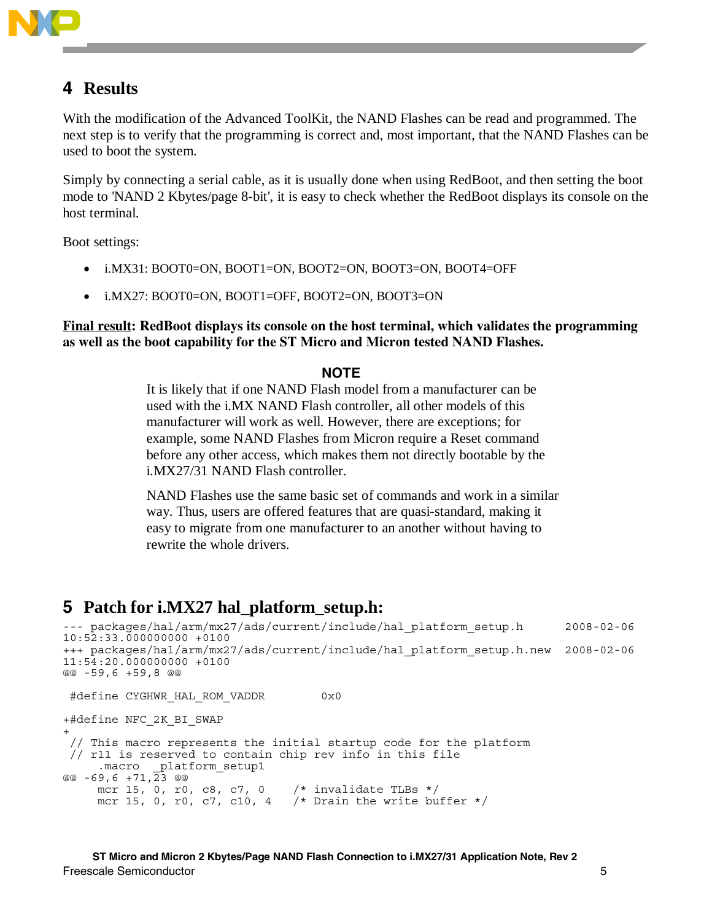# 4 Results

With the modification of the Advanced ToolKit, the NAND Flashes can be read and programmed. The next step is to verify that the programming is correct and, most important, that the NAND Flashes can be used to boot the system.

Simply by connecting a serial cable, as it is usually done when using RedBoot, and then setting the boot mode to 'NAND 2 Kbytes/page 8-bit', it is easy to check whether the RedBoot displays its console on the host terminal.

Boot settings:

- i.MX31: BOOT0=ON, BOOT1=ON, BOOT2=ON, BOOT3=ON, BOOT4=OFF
- i.MX27: BOOT0=ON, BOOT1=OFF, BOOT2=ON, BOOT3=ON

**Final result: RedBoot displays its console on the host terminal, which validates the programming as well as the boot capability for the ST Micro and Micron tested NAND Flashes.**

**NOTE**

It is likely that if one NAND Flash model from a manufacturer can be used with the i.MX NAND Flash controller, all other models of this manufacturer will work as well. However, there are exceptions; for example, some NAND Flashes from Micron require a Reset command before any other access, which makes them not directly bootable by the i.MX27/31 NAND Flash controller.

NAND Flashes use the same basic set of commands and work in a similar way. Thus, users are offered features that are quasi-standard, making it easy to migrate from one manufacturer to an another without having to rewrite the whole drivers.

# 5 Patch for i.MX27 hal_platform_setup.h:

```
--- packages/hal/arm/mx27/ads/current/include/hal_platform_setup.h      2008-02-06
10:52:33.000000000 +0100
+++ packages/hal/arm/mx27/ads/current/include/hal_platform_setup.h.new  2008-02-06
11:54:20.000000000 +0100
@@ -59,6 +59,8 @@

 #define CYGHWR_HAL_ROM_VADDR        0x0

+#define NFC_2K_BI_SWAP
+
 // This macro represents the initial startup code for the platform
 // r11 is reserved to contain chip rev info in this file
     .macro  _platform_setup1
@@ -69,6 +71,23 @@
     mcr 15, 0, r0, c8, c7, 0    /* invalidate TLBs */
     mcr 15, 0, r0, c7, c10, 4   /* Drain the write buffer */
```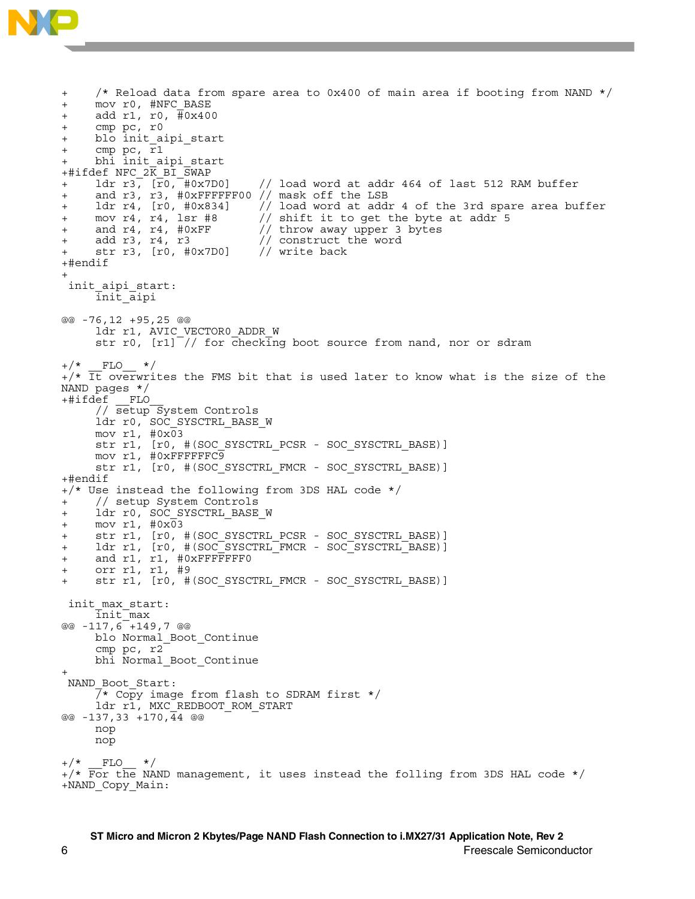```
+    /* Reload data from spare area to 0x400 of main area if booting from NAND */
+    mov r0, #NFC_BASE
+    add r1, r0, #0x400
+    cmp pc, r0
+    blo init_aipi_start
+    cmp pc, r1
+    bhi init_aipi_start
+#ifdef NFC_2K_BI_SWAP
+    ldr r3, [r0, #0x7D0]     // load word at addr 464 of last 512 RAM buffer
+    and r3, r3, #0xFFFFFF00 // mask off the LSB
+    ldr r4, [r0, #0x834]     // load word at addr 4 of the 3rd spare area buffer
+    mov r4, r4, lsr #8       // shift it to get the byte at addr 5
+    and r4, r4, #0xFF        // throw away upper 3 bytes
+    add r3, r4, r3           // construct the word
+    str r3, [r0, #0x7D0]     // write back
+#endif
+
 init_aipi_start:
     init_aipi

@@ -76,12 +95,25 @@
     ldr r1, AVIC_VECTOR0_ADDR_W
     str r0, [r1] // for checking boot source from nand, nor or sdram

+/* __FLO__ */
+/* It overwrites the FMS bit that is used later to know what is the size of the
NAND pages */
+#ifdef __FLO__
     // setup System Controls
     ldr r0, SOC_SYSCTRL_BASE_W
     mov r1, #0x03
     str r1, [r0, #(SOC_SYSCTRL_PCSR - SOC_SYSCTRL_BASE)]
     mov r1, #0xFFFFFFC9
     str r1, [r0, #(SOC_SYSCTRL_FMCR - SOC_SYSCTRL_BASE)]
+#endif
+/* Use instead the following from 3DS HAL code */
+    // setup System Controls
+    ldr r0, SOC_SYSCTRL_BASE_W
+    mov r1, #0x03
+    str r1, [r0, #(SOC_SYSCTRL_PCSR - SOC_SYSCTRL_BASE)]
+    ldr r1, [r0, #(SOC_SYSCTRL_FMCR - SOC_SYSCTRL_BASE)]
+    and r1, r1, #0xFFFFFFF0
+    orr r1, r1, #9
+    str r1, [r0, #(SOC_SYSCTRL_FMCR - SOC_SYSCTRL_BASE)]

 init_max_start:
     init_max
@@ -117,6 +149,7 @@
     blo Normal_Boot_Continue
     cmp pc, r2
     bhi Normal_Boot_Continue
+
 NAND_Boot_Start:
     /* Copy image from flash to SDRAM first */
     ldr r1, MXC_REDBOOT_ROM_START
@@ -137,33 +170,44 @@
     nop
     nop

+/* __FLO__ */
+/* For the NAND management, it uses instead the folling from 3DS HAL code */
+NAND_Copy_Main:
```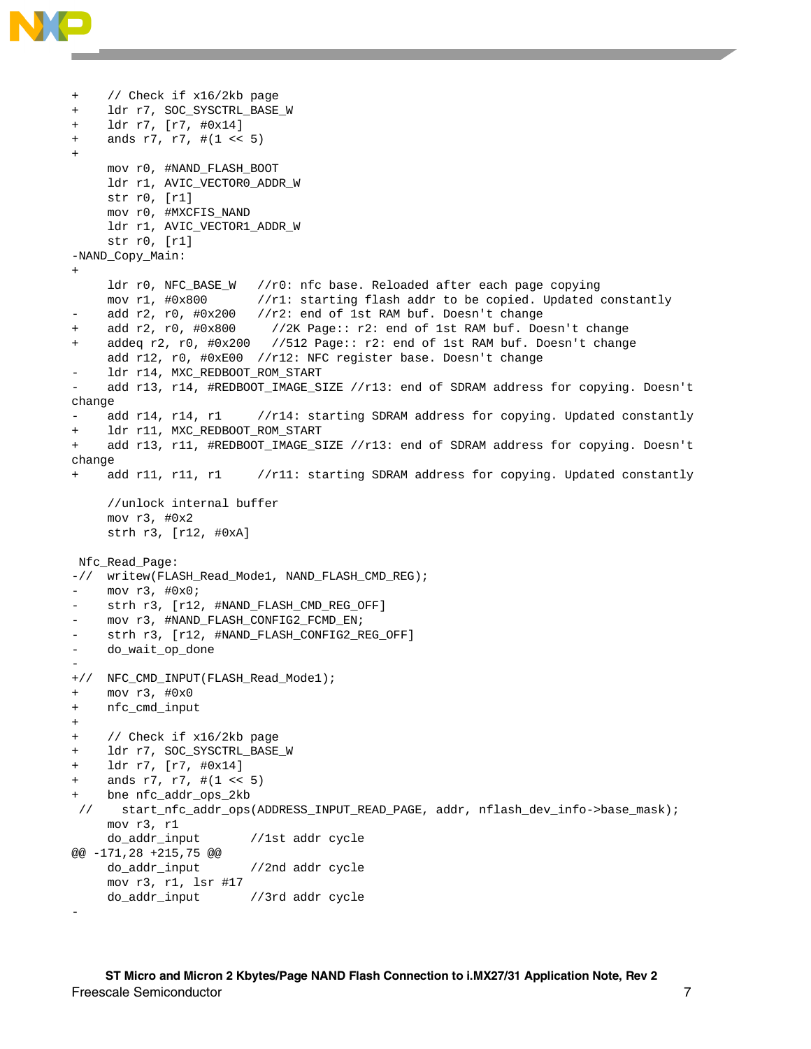```
+    // Check if x16/2kb page
+    ldr r7, SOC_SYSCTRL_BASE_W
+    ldr r7, [r7, #0x14]
+    ands r7, r7, #(1 << 5)
+
     mov r0, #NAND_FLASH_BOOT
     ldr r1, AVIC_VECTOR0_ADDR_W
     str r0, [r1]
     mov r0, #MXCFIS_NAND
     ldr r1, AVIC_VECTOR1_ADDR_W
     str r0, [r1]
-NAND_Copy_Main:
+
     ldr r0, NFC_BASE_W   //r0: nfc base. Reloaded after each page copying
     mov r1, #0x800       //r1: starting flash addr to be copied. Updated constantly
-    add r2, r0, #0x200   //r2: end of 1st RAM buf. Doesn't change
+    add r2, r0, #0x800     //2K Page:: r2: end of 1st RAM buf. Doesn't change
+    addeq r2, r0, #0x200   //512 Page:: r2: end of 1st RAM buf. Doesn't change
     add r12, r0, #0xE00  //r12: NFC register base. Doesn't change
-    ldr r14, MXC_REDBOOT_ROM_START
-    add r13, r14, #REDBOOT_IMAGE_SIZE //r13: end of SDRAM address for copying. Doesn't
change
-    add r14, r14, r1     //r14: starting SDRAM address for copying. Updated constantly
+    ldr r11, MXC_REDBOOT_ROM_START
+    add r13, r11, #REDBOOT_IMAGE_SIZE //r13: end of SDRAM address for copying. Doesn't
change
+    add r11, r11, r1     //r11: starting SDRAM address for copying. Updated constantly

     //unlock internal buffer
     mov r3, #0x2
     strh r3, [r12, #0xA]

 Nfc_Read_Page:
-//  writew(FLASH_Read_Mode1, NAND_FLASH_CMD_REG);
-    mov r3, #0x0;
-    strh r3, [r12, #NAND_FLASH_CMD_REG_OFF]
-    mov r3, #NAND_FLASH_CONFIG2_FCMD_EN;
-    strh r3, [r12, #NAND_FLASH_CONFIG2_REG_OFF]
-    do_wait_op_done
-
+//  NFC_CMD_INPUT(FLASH_Read_Mode1);
+    mov r3, #0x0
+    nfc_cmd_input
+
+    // Check if x16/2kb page
+    ldr r7, SOC_SYSCTRL_BASE_W
+    ldr r7, [r7, #0x14]
+    ands r7, r7, #(1 << 5)
+    bne nfc_addr_ops_2kb
 //    start_nfc_addr_ops(ADDRESS_INPUT_READ_PAGE, addr, nflash_dev_info->base_mask);
     mov r3, r1
     do_addr_input       //1st addr cycle
@@ -171,28 +215,75 @@
     do_addr_input       //2nd addr cycle
     mov r3, r1, lsr #17
     do_addr_input       //3rd addr cycle
-
```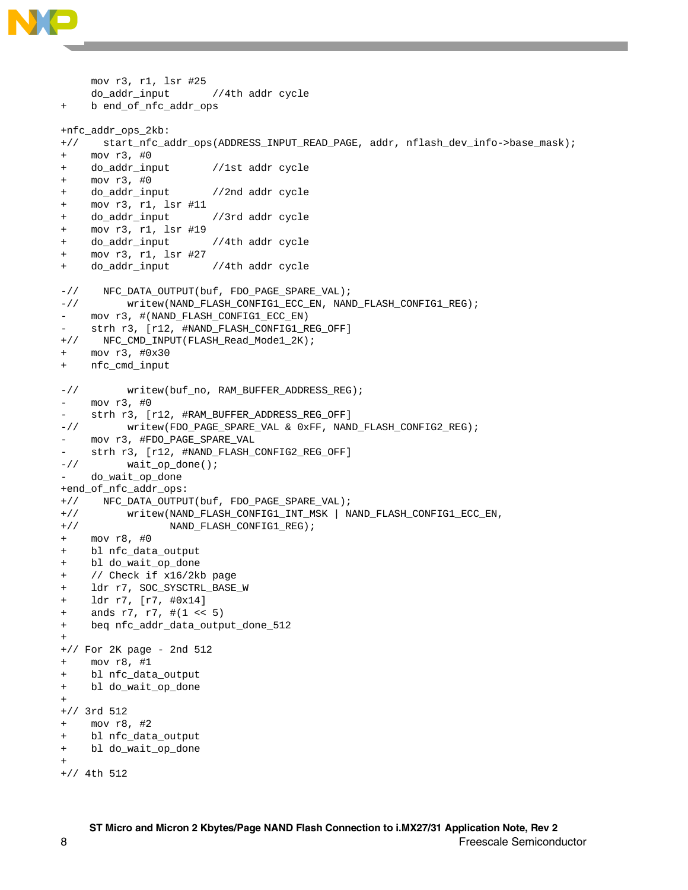```
     mov r3, r1, lsr #25
     do_addr_input       //4th addr cycle
+    b end_of_nfc_addr_ops

+nfc_addr_ops_2kb:
+//    start_nfc_addr_ops(ADDRESS_INPUT_READ_PAGE, addr, nflash_dev_info->base_mask);
+    mov r3, #0
+    do_addr_input       //1st addr cycle
+    mov r3, #0
+    do_addr_input       //2nd addr cycle
+    mov r3, r1, lsr #11
+    do_addr_input       //3rd addr cycle
+    mov r3, r1, lsr #19
+    do_addr_input       //4th addr cycle
+    mov r3, r1, lsr #27
+    do_addr_input       //4th addr cycle

-//    NFC_DATA_OUTPUT(buf, FDO_PAGE_SPARE_VAL);
-//        writew(NAND_FLASH_CONFIG1_ECC_EN, NAND_FLASH_CONFIG1_REG);
-    mov r3, #(NAND_FLASH_CONFIG1_ECC_EN)
-    strh r3, [r12, #NAND_FLASH_CONFIG1_REG_OFF]
+//    NFC_CMD_INPUT(FLASH_Read_Mode1_2K);
+    mov r3, #0x30
+    nfc_cmd_input

-//        writew(buf_no, RAM_BUFFER_ADDRESS_REG);
-    mov r3, #0
-    strh r3, [r12, #RAM_BUFFER_ADDRESS_REG_OFF]
-//        writew(FDO_PAGE_SPARE_VAL & 0xFF, NAND_FLASH_CONFIG2_REG);
-    mov r3, #FDO_PAGE_SPARE_VAL
-    strh r3, [r12, #NAND_FLASH_CONFIG2_REG_OFF]
-//        wait_op_done();
-    do_wait_op_done
+end_of_nfc_addr_ops:
+//    NFC_DATA_OUTPUT(buf, FDO_PAGE_SPARE_VAL);
+//        writew(NAND_FLASH_CONFIG1_INT_MSK | NAND_FLASH_CONFIG1_ECC_EN,
+//               NAND_FLASH_CONFIG1_REG);
+    mov r8, #0
+    bl nfc_data_output
+    bl do_wait_op_done
+    // Check if x16/2kb page
+    ldr r7, SOC_SYSCTRL_BASE_W
+    ldr r7, [r7, #0x14]
+    ands r7, r7, #(1 << 5)
+    beq nfc_addr_data_output_done_512
+
+// For 2K page - 2nd 512
+    mov r8, #1
+    bl nfc_data_output
+    bl do_wait_op_done
+
+// 3rd 512
+    mov r8, #2
+    bl nfc_data_output
+    bl do_wait_op_done
+
+// 4th 512
```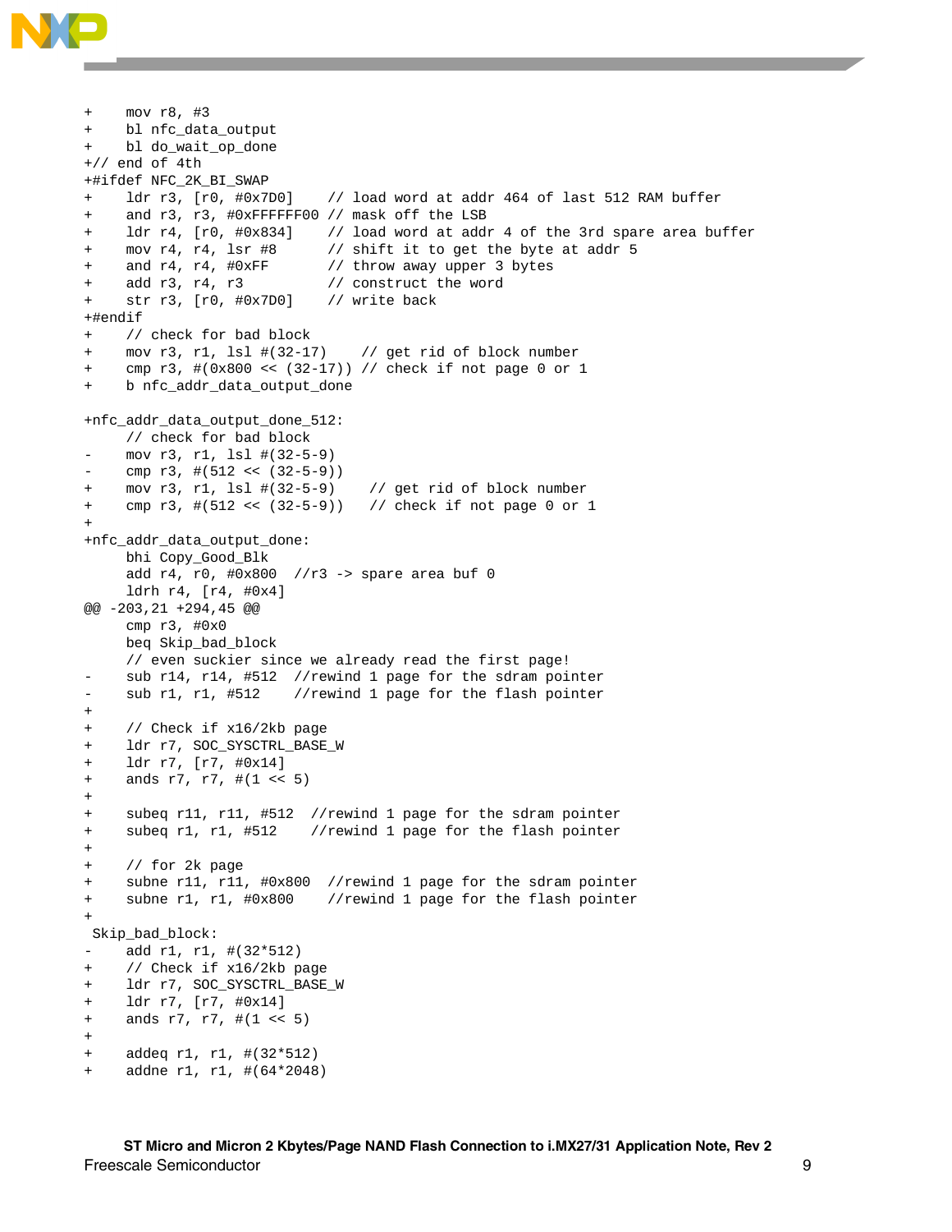```
+    mov r8, #3
+    bl nfc_data_output
+    bl do_wait_op_done
+// end of 4th
+#ifdef NFC_2K_BI_SWAP
+    ldr r3, [r0, #0x7D0]    // load word at addr 464 of last 512 RAM buffer
+    and r3, r3, #0xFFFFFF00 // mask off the LSB
+    ldr r4, [r0, #0x834]    // load word at addr 4 of the 3rd spare area buffer
+    mov r4, r4, lsr #8      // shift it to get the byte at addr 5
+    and r4, r4, #0xFF       // throw away upper 3 bytes
+    add r3, r4, r3          // construct the word
+    str r3, [r0, #0x7D0]    // write back
+#endif
+    // check for bad block
+    mov r3, r1, lsl #(32-17)    // get rid of block number
+    cmp r3, #(0x800 << (32-17)) // check if not page 0 or 1
+    b nfc_addr_data_output_done

+nfc_addr_data_output_done_512:
     // check for bad block
-    mov r3, r1, lsl #(32-5-9)
-    cmp r3, #(512 << (32-5-9))
+    mov r3, r1, lsl #(32-5-9)     // get rid of block number
+    cmp r3, #(512 << (32-5-9))    // check if not page 0 or 1
+
+nfc_addr_data_output_done:
     bhi Copy_Good_Blk
     add r4, r0, #0x800  //r3 -> spare area buf 0
     ldrh r4, [r4, #0x4]
@@ -203,21 +294,45 @@
     cmp r3, #0x0
     beq Skip_bad_block
     // even suckier since we already read the first page!
-    sub r14, r14, #512  //rewind 1 page for the sdram pointer
-    sub r1, r1, #512    //rewind 1 page for the flash pointer
+
+    // Check if x16/2kb page
+    ldr r7, SOC_SYSCTRL_BASE_W
+    ldr r7, [r7, #0x14]
+    ands r7, r7, #(1 << 5)
+
+    subeq r11, r11, #512  //rewind 1 page for the sdram pointer
+    subeq r1, r1, #512    //rewind 1 page for the flash pointer
+
+    // for 2k page
+    subne r11, r11, #0x800  //rewind 1 page for the sdram pointer
+    subne r1, r1, #0x800    //rewind 1 page for the flash pointer
+
 Skip_bad_block:
-    add r1, r1, #(32*512)
+    // Check if x16/2kb page
+    ldr r7, SOC_SYSCTRL_BASE_W
+    ldr r7, [r7, #0x14]
+    ands r7, r7, #(1 << 5)
+
+    addeq r1, r1, #(32*512)
+    addne r1, r1, #(64*2048)
```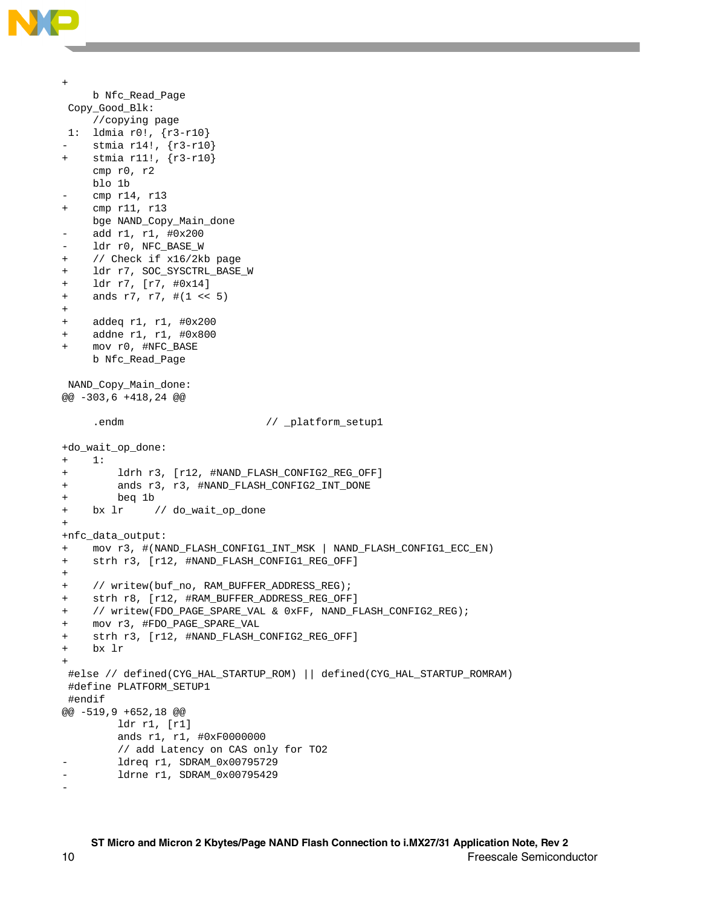```
+
     b Nfc_Read_Page
 Copy_Good_Blk:
     //copying page
 1:  ldmia r0!, {r3-r10}
-    stmia r14!, {r3-r10}
+    stmia r11!, {r3-r10}
     cmp r0, r2
     blo 1b
-    cmp r14, r13
+    cmp r11, r13
     bge NAND_Copy_Main_done
-    add r1, r1, #0x200
-    ldr r0, NFC_BASE_W
+    // Check if x16/2kb page
+    ldr r7, SOC_SYSCTRL_BASE_W
+    ldr r7, [r7, #0x14]
+    ands r7, r7, #(1 << 5)
+
+    addeq r1, r1, #0x200
+    addne r1, r1, #0x800
+    mov r0, #NFC_BASE
     b Nfc_Read_Page

 NAND_Copy_Main_done:
@@ -303,6 +418,24 @@

     .endm                        // _platform_setup1

+do_wait_op_done:
+    1:
+        ldrh r3, [r12, #NAND_FLASH_CONFIG2_REG_OFF]
+        ands r3, r3, #NAND_FLASH_CONFIG2_INT_DONE
+        beq 1b
+    bx lr     // do_wait_op_done
+
+nfc_data_output:
+    mov r3, #(NAND_FLASH_CONFIG1_INT_MSK | NAND_FLASH_CONFIG1_ECC_EN)
+    strh r3, [r12, #NAND_FLASH_CONFIG1_REG_OFF]
+
+    // writew(buf_no, RAM_BUFFER_ADDRESS_REG);
+    strh r8, [r12, #RAM_BUFFER_ADDRESS_REG_OFF]
+    // writew(FDO_PAGE_SPARE_VAL & 0xFF, NAND_FLASH_CONFIG2_REG);
+    mov r3, #FDO_PAGE_SPARE_VAL
+    strh r3, [r12, #NAND_FLASH_CONFIG2_REG_OFF]
+    bx lr
+
 #else // defined(CYG_HAL_STARTUP_ROM) || defined(CYG_HAL_STARTUP_ROMRAM)
 #define PLATFORM_SETUP1
 #endif
@@ -519,9 +652,18 @@
         ldr r1, [r1]
         ands r1, r1, #0xF0000000
         // add Latency on CAS only for TO2
-       ldreq r1, SDRAM_0x00795729
-       ldrne r1, SDRAM_0x00795429
-
```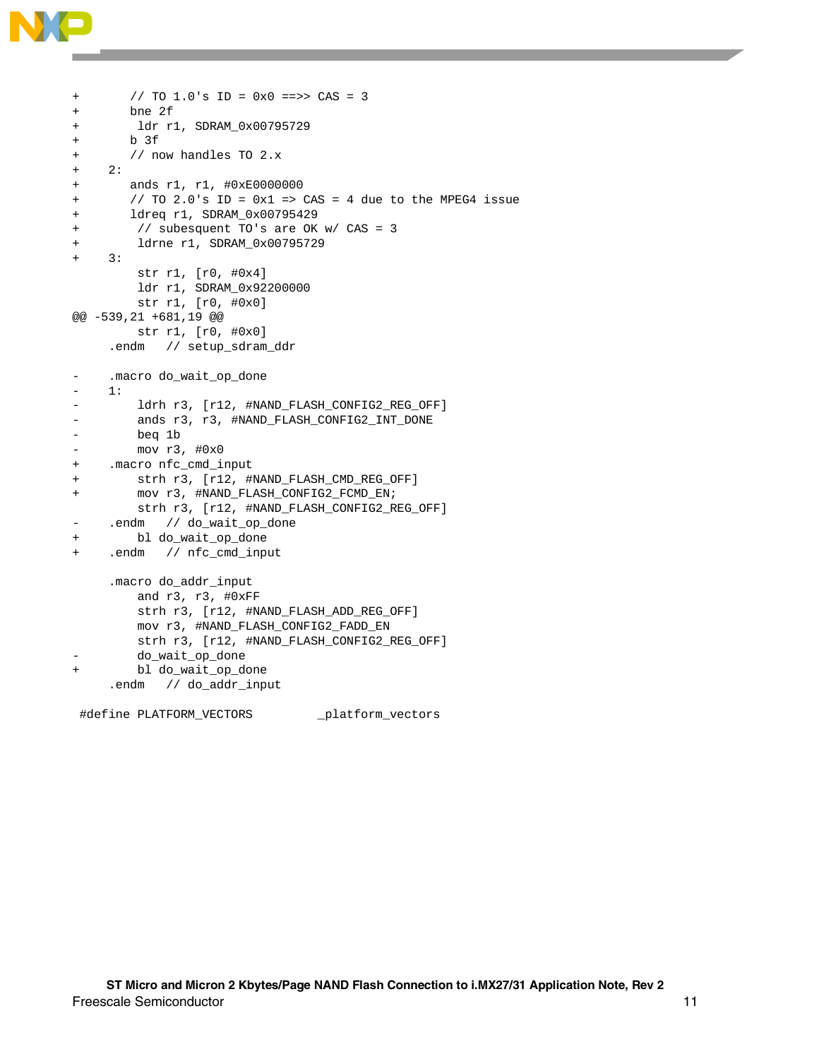```
+       // TO 1.0's ID = 0x0 ==>> CAS = 3
+       bne 2f
+        ldr r1, SDRAM_0x00795729
+       b 3f
+       // now handles TO 2.x
+    2:
+       ands r1, r1, #0xE0000000
+       // TO 2.0's ID = 0x1 => CAS = 4 due to the MPEG4 issue
+       ldreq r1, SDRAM_0x00795429
+        // subsequent TO's are OK w/ CAS = 3
+        ldrne r1, SDRAM_0x00795729
+    3:
         str r1, [r0, #0x4]
         ldr r1, SDRAM_0x92200000
         str r1, [r0, #0x0]
@@ -539,21 +681,19 @@
         str r1, [r0, #0x0]
     .endm   // setup_sdram_ddr

-    .macro do_wait_op_done
-    1:
-        ldrh r3, [r12, #NAND_FLASH_CONFIG2_REG_OFF]
-        ands r3, r3, #NAND_FLASH_CONFIG2_INT_DONE
-        beq 1b
-        mov r3, #0x0
+    .macro nfc_cmd_input
+        strh r3, [r12, #NAND_FLASH_CMD_REG_OFF]
+        mov r3, #NAND_FLASH_CONFIG2_FCMD_EN;
         strh r3, [r12, #NAND_FLASH_CONFIG2_REG_OFF]
-    .endm   // do_wait_op_done
+        bl do_wait_op_done
+    .endm   // nfc_cmd_input

     .macro do_addr_input
         and r3, r3, #0xFF
         strh r3, [r12, #NAND_FLASH_ADD_REG_OFF]
         mov r3, #NAND_FLASH_CONFIG2_FADD_EN
         strh r3, [r12, #NAND_FLASH_CONFIG2_REG_OFF]
-        do_wait_op_done
+        bl do_wait_op_done
     .endm   // do_addr_input

 #define PLATFORM_VECTORS         _platform_vectors
```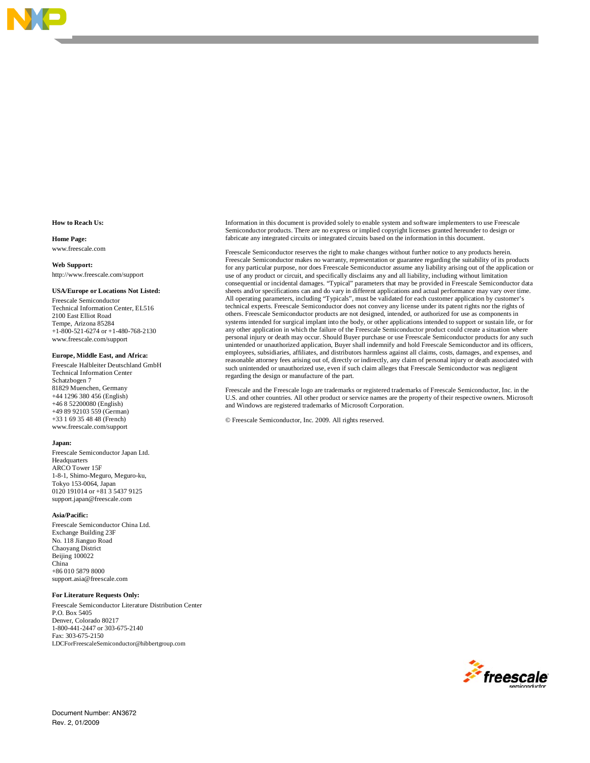**How to Reach Us:**

**Home Page:**
www.freescale.com

**Web Support:**
http://www.freescale.com/support

**USA/Europe or Locations Not Listed:**
Freescale Semiconductor
Technical Information Center, EL516
2100 East Elliot Road
Tempe, Arizona 85284
+1-800-521-6274 or +1-480-768-2130
www.freescale.com/support

**Europe, Middle East, and Africa:**
Freescale Halbleiter Deutschland GmbH
Technical Information Center
Schatzbogen 7
81829 Muenchen, Germany
+44 1296 380 456 (English)
+46 8 52200080 (English)
+49 89 92103 559 (German)
+33 1 69 35 48 48 (French)
www.freescale.com/support

**Japan:**
Freescale Semiconductor Japan Ltd.
Headquarters
ARCO Tower 15F
1-8-1, Shimo-Meguro, Meguro-ku,
Tokyo 153-0064, Japan
0120 191014 or +81 3 5437 9125
support.japan@freescale.com

**Asia/Pacific:**
Freescale Semiconductor China Ltd.
Exchange Building 23F
No. 118 Jianguo Road
Chaoyang District
Beijing 100022
China
+86 010 5879 8000
support.asia@freescale.com

**For Literature Requests Only:**
Freescale Semiconductor Literature Distribution Center
P.O. Box 5405
Denver, Colorado 80217
1-800-441-2447 or 303-675-2140
Fax: 303-675-2150
LDCForFreescaleSemiconductor@hibbertgroup.com

Information in this document is provided solely to enable system and software implementers to use Freescale Semiconductor products. There are no express or implied copyright licenses granted hereunder to design or fabricate any integrated circuits or integrated circuits based on the information in this document.

Freescale Semiconductor reserves the right to make changes without further notice to any products herein. Freescale Semiconductor makes no warranty, representation or guarantee regarding the suitability of its products for any particular purpose, nor does Freescale Semiconductor assume any liability arising out of the application or use of any product or circuit, and specifically disclaims any and all liability, including without limitation consequential or incidental damages. "Typical" parameters that may be provided in Freescale Semiconductor data sheets and/or specifications can and do vary in different applications and actual performance may vary over time. All operating parameters, including "Typicals", must be validated for each customer application by customer's technical experts. Freescale Semiconductor does not convey any license under its patent rights nor the rights of others. Freescale Semiconductor products are not designed, intended, or authorized for use as components in systems intended for surgical implant into the body, or other applications intended to support or sustain life, or for any other application in which the failure of the Freescale Semiconductor product could create a situation where personal injury or death may occur. Should Buyer purchase or use Freescale Semiconductor products for any such unintended or unauthorized application, Buyer shall indemnify and hold Freescale Semiconductor and its officers, employees, subsidiaries, affiliates, and distributors harmless against all claims, costs, damages, and expenses, and reasonable attorney fees arising out of, directly or indirectly, any claim of personal injury or death associated with such unintended or unauthorized use, even if such claim alleges that Freescale Semiconductor was negligent regarding the design or manufacture of the part.

Freescale and the Freescale logo are trademarks or registered trademarks of Freescale Semiconductor, Inc. in the U.S. and other countries. All other product or service names are the property of their respective owners. Microsoft and Windows are registered trademarks of Microsoft Corporation.

© Freescale Semiconductor, Inc. 2009. All rights reserved.

Document Number: AN3672
Rev. 2, 01/2009